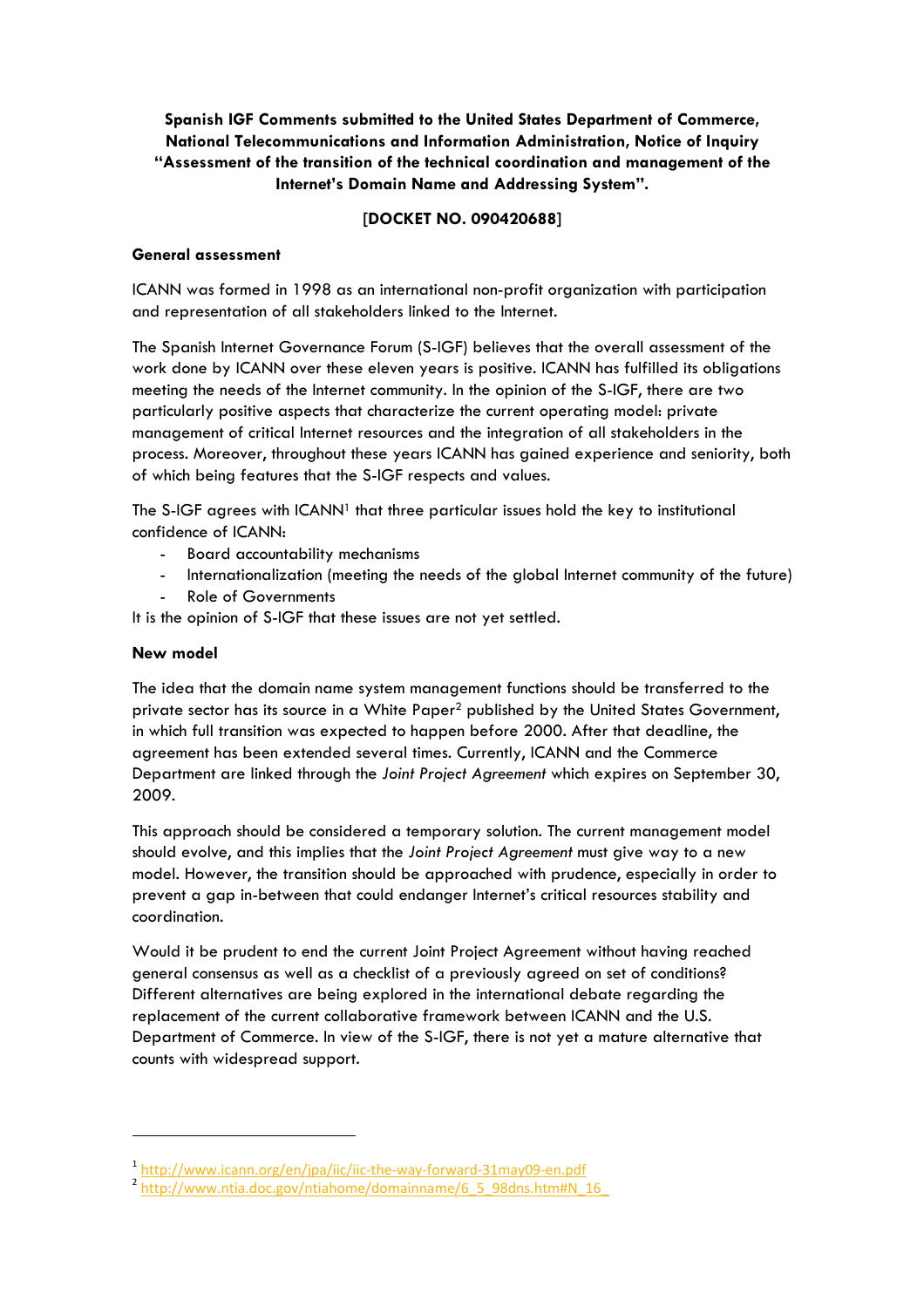**Spanish IGF Comments submitted to the United States Department of Commerce, National Telecommunications and Information Administration, Notice of Inquiry "Assessment of the transition of the technical coordination and management of the Internet's Domain Name and Addressing System".**

**[DOCKET NO. 090420688]**

**General assessment**

ICANN was formed in 1998 as an international non-profit organization with participation and representation of all stakeholders linked to the Internet.

The Spanish Internet Governance Forum (S-IGF) believes that the overall assessment of the work done by ICANN over these eleven years is positive. ICANN has fulfilled its obligations meeting the needs of the Internet community. In the opinion of the S-IGF, there are two particularly positive aspects that characterize the current operating model: private management of critical Internet resources and the integration of all stakeholders in the process. Moreover, throughout these years ICANN has gained experience and seniority, both of which being features that the S-IGF respects and values.

The S-IGF agrees with ICANN[1] that three particular issues hold the key to institutional confidence of ICANN:

- Board accountability mechanisms
- Internationalization (meeting the needs of the global Internet community of the future)
- Role of Governments

It is the opinion of S-IGF that these issues are not yet settled.

**New model**

The idea that the domain name system management functions should be transferred to the private sector has its source in a White Paper[2] published by the United States Government, in which full transition was expected to happen before 2000. After that deadline, the agreement has been extended several times. Currently, ICANN and the Commerce Department are linked through the *Joint Project Agreement* which expires on September 30, 2009.

This approach should be considered a temporary solution. The current management model should evolve, and this implies that the *Joint Project Agreement* must give way to a new model. However, the transition should be approached with prudence, especially in order to prevent a gap in-between that could endanger Internet's critical resources stability and coordination.

Would it be prudent to end the current Joint Project Agreement without having reached general consensus as well as a checklist of a previously agreed on set of conditions? Different alternatives are being explored in the international debate regarding the replacement of the current collaborative framework between ICANN and the U.S. Department of Commerce. In view of the S-IGF, there is not yet a mature alternative that counts with widespread support.

---

[1] http://www.icann.org/en/jpa/iic/iic-the-way-forward-31may09-en.pdf

[2] http://www.ntia.doc.gov/ntiahome/domainname/6_5_98dns.htm#N_16_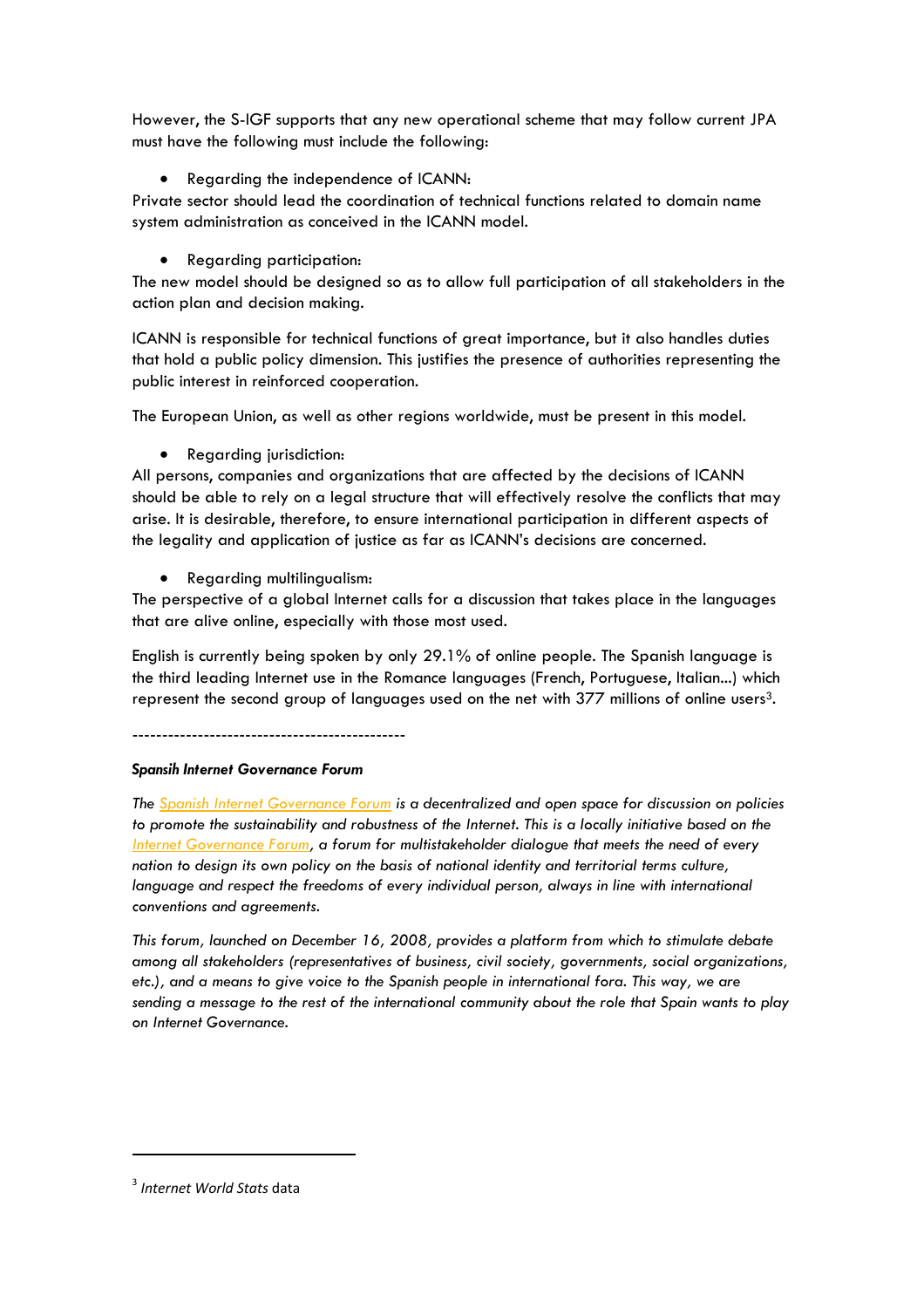However, the S-IGF supports that any new operational scheme that may follow current JPA must have the following must include the following:

- Regarding the independence of ICANN:

Private sector should lead the coordination of technical functions related to domain name system administration as conceived in the ICANN model.

- Regarding participation:

The new model should be designed so as to allow full participation of all stakeholders in the action plan and decision making.

ICANN is responsible for technical functions of great importance, but it also handles duties that hold a public policy dimension. This justifies the presence of authorities representing the public interest in reinforced cooperation.

The European Union, as well as other regions worldwide, must be present in this model.

- Regarding jurisdiction:

All persons, companies and organizations that are affected by the decisions of ICANN should be able to rely on a legal structure that will effectively resolve the conflicts that may arise. It is desirable, therefore, to ensure international participation in different aspects of the legality and application of justice as far as ICANN's decisions are concerned.

- Regarding multilingualism:

The perspective of a global Internet calls for a discussion that takes place in the languages that are alive online, especially with those most used.

English is currently being spoken by only 29.1% of online people. The Spanish language is the third leading Internet use in the Romance languages (French, Portuguese, Italian...) which represent the second group of languages used on the net with 377 millions of online users[3].

---------------------------------------------

***Spansih Internet Governance Forum***

*The Spanish Internet Governance Forum is a decentralized and open space for discussion on policies to promote the sustainability and robustness of the Internet. This is a locally initiative based on the Internet Governance Forum, a forum for multistakeholder dialogue that meets the need of every nation to design its own policy on the basis of national identity and territorial terms culture, language and respect the freedoms of every individual person, always in line with international conventions and agreements.*

*This forum, launched on December 16, 2008, provides a platform from which to stimulate debate among all stakeholders (representatives of business, civil society, governments, social organizations, etc.), and a means to give voice to the Spanish people in international fora. This way, we are sending a message to the rest of the international community about the role that Spain wants to play on Internet Governance.*

[3] *Internet World Stats* data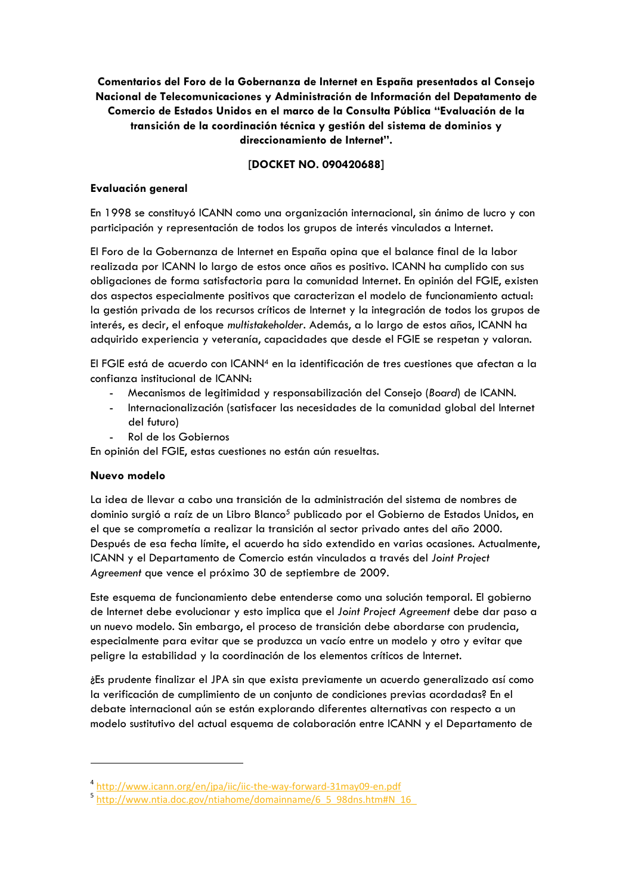**Comentarios del Foro de la Gobernanza de Internet en España presentados al Consejo Nacional de Telecomunicaciones y Administración de Información del Depatamento de Comercio de Estados Unidos en el marco de la Consulta Pública "Evaluación de la transición de la coordinación técnica y gestión del sistema de dominios y direccionamiento de Internet".**

**[DOCKET NO. 090420688]**

**Evaluación general**

En 1998 se constituyó ICANN como una organización internacional, sin ánimo de lucro y con participación y representación de todos los grupos de interés vinculados a Internet.

El Foro de la Gobernanza de Internet en España opina que el balance final de la labor realizada por ICANN lo largo de estos once años es positivo. ICANN ha cumplido con sus obligaciones de forma satisfactoria para la comunidad Internet. En opinión del FGIE, existen dos aspectos especialmente positivos que caracterizan el modelo de funcionamiento actual: la gestión privada de los recursos críticos de Internet y la integración de todos los grupos de interés, es decir, el enfoque *multistakeholder*. Además, a lo largo de estos años, ICANN ha adquirido experiencia y veteranía, capacidades que desde el FGIE se respetan y valoran.

El FGIE está de acuerdo con ICANN[4] en la identificación de tres cuestiones que afectan a la confianza institucional de ICANN:

- Mecanismos de legitimidad y responsabilización del Consejo (*Board*) de ICANN.
- Internacionalización (satisfacer las necesidades de la comunidad global del Internet del futuro)
- Rol de los Gobiernos

En opinión del FGIE, estas cuestiones no están aún resueltas.

**Nuevo modelo**

La idea de llevar a cabo una transición de la administración del sistema de nombres de dominio surgió a raíz de un Libro Blanco[5] publicado por el Gobierno de Estados Unidos, en el que se comprometía a realizar la transición al sector privado antes del año 2000. Después de esa fecha límite, el acuerdo ha sido extendido en varias ocasiones. Actualmente, ICANN y el Departamento de Comercio están vinculados a través del *Joint Project Agreement* que vence el próximo 30 de septiembre de 2009.

Este esquema de funcionamiento debe entenderse como una solución temporal. El gobierno de Internet debe evolucionar y esto implica que el *Joint Project Agreement* debe dar paso a un nuevo modelo. Sin embargo, el proceso de transición debe abordarse con prudencia, especialmente para evitar que se produzca un vacío entre un modelo y otro y evitar que peligre la estabilidad y la coordinación de los elementos críticos de Internet.

¿Es prudente finalizar el JPA sin que exista previamente un acuerdo generalizado así como la verificación de cumplimiento de un conjunto de condiciones previas acordadas? En el debate internacional aún se están explorando diferentes alternativas con respecto a un modelo sustitutivo del actual esquema de colaboración entre ICANN y el Departamento de

---

[4] http://www.icann.org/en/jpa/iic/iic-the-way-forward-31may09-en.pdf

[5] http://www.ntia.doc.gov/ntiahome/domainname/6_5_98dns.htm#N_16_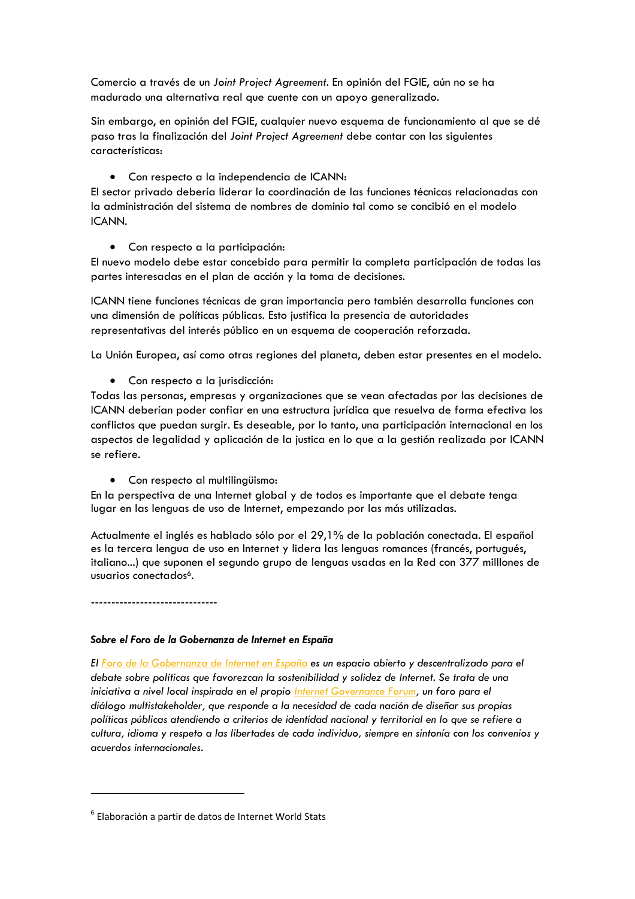Comercio a través de un *Joint Project Agreement*. En opinión del FGIE, aún no se ha madurado una alternativa real que cuente con un apoyo generalizado.

Sin embargo, en opinión del FGIE, cualquier nuevo esquema de funcionamiento al que se dé paso tras la finalización del *Joint Project Agreement* debe contar con las siguientes características:

- Con respecto a la independencia de ICANN:

El sector privado debería liderar la coordinación de las funciones técnicas relacionadas con la administración del sistema de nombres de dominio tal como se concibió en el modelo ICANN.

- Con respecto a la participación:

El nuevo modelo debe estar concebido para permitir la completa participación de todas las partes interesadas en el plan de acción y la toma de decisiones.

ICANN tiene funciones técnicas de gran importancia pero también desarrolla funciones con una dimensión de políticas públicas. Esto justifica la presencia de autoridades representativas del interés público en un esquema de cooperación reforzada.

La Unión Europea, así como otras regiones del planeta, deben estar presentes en el modelo.

- Con respecto a la jurisdicción:

Todas las personas, empresas y organizaciones que se vean afectadas por las decisiones de ICANN deberían poder confiar en una estructura jurídica que resuelva de forma efectiva los conflictos que puedan surgir. Es deseable, por lo tanto, una participación internacional en los aspectos de legalidad y aplicación de la justica en lo que a la gestión realizada por ICANN se refiere.

- Con respecto al multilingüismo:

En la perspectiva de una Internet global y de todos es importante que el debate tenga lugar en las lenguas de uso de Internet, empezando por las más utilizadas.

Actualmente el inglés es hablado sólo por el 29,1% de la población conectada. El español es la tercera lengua de uso en Internet y lidera las lenguas romances (francés, portugués, italiano...) que suponen el segundo grupo de lenguas usadas en la Red con 377 milllones de usuarios conectados[6].

-------------------------------

***Sobre el Foro de la Gobernanza de Internet en España***

*El Foro de la Gobernanza de Internet en España es un espacio abierto y descentralizado para el debate sobre políticas que favorezcan la sostenibilidad y solidez de Internet. Se trata de una iniciativa a nivel local inspirada en el propio Internet Governance Forum, un foro para el diálogo multistakeholder, que responde a la necesidad de cada nación de diseñar sus propias políticas públicas atendiendo a criterios de identidad nacional y territorial en lo que se refiere a cultura, idioma y respeto a las libertades de cada individuo, siempre en sintonía con los convenios y acuerdos internacionales.*

[6] Elaboración a partir de datos de Internet World Stats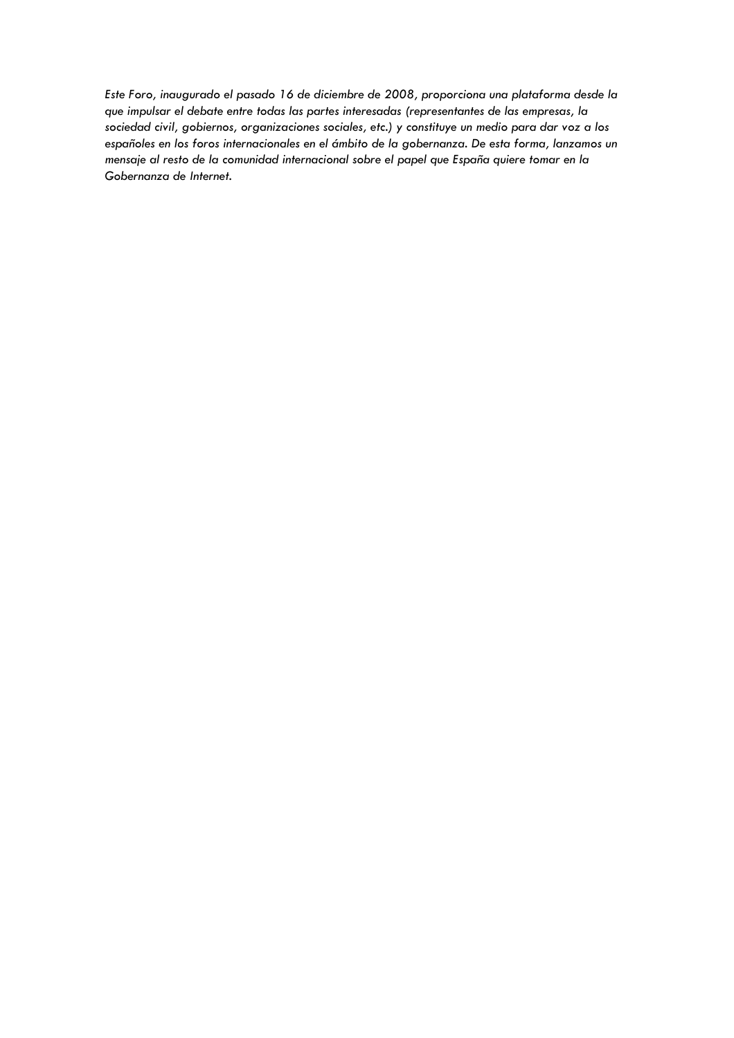*Este Foro, inaugurado el pasado 16 de diciembre de 2008, proporciona una plataforma desde la que impulsar el debate entre todas las partes interesadas (representantes de las empresas, la sociedad civil, gobiernos, organizaciones sociales, etc.) y constituye un medio para dar voz a los españoles en los foros internacionales en el ámbito de la gobernanza. De esta forma, lanzamos un mensaje al resto de la comunidad internacional sobre el papel que España quiere tomar en la Gobernanza de Internet.*